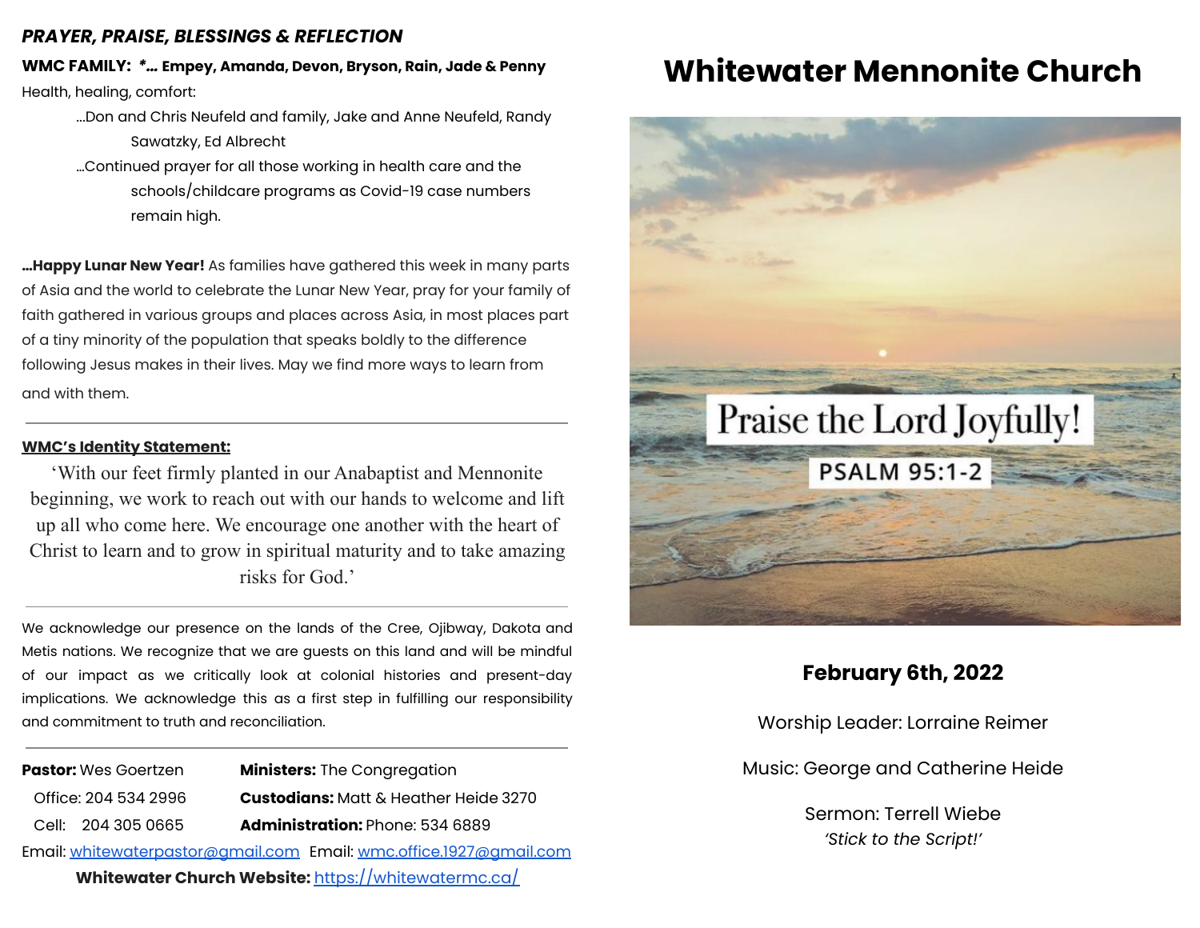***PRAYER, PRAISE, BLESSINGS & REFLECTION***

**WMC FAMILY:** ***... Empey, Amanda, Devon, Bryson, Rain, Jade & Penny**

Health, healing, comfort:

...Don and Chris Neufeld and family, Jake and Anne Neufeld, Randy Sawatzky, Ed Albrecht

...Continued prayer for all those working in health care and the schools/childcare programs as Covid-19 case numbers remain high.

**...Happy Lunar New Year!** As families have gathered this week in many parts of Asia and the world to celebrate the Lunar New Year, pray for your family of faith gathered in various groups and places across Asia, in most places part of a tiny minority of the population that speaks boldly to the difference following Jesus makes in their lives. May we find more ways to learn from and with them.

---

**WMC's Identity Statement:**

'With our feet firmly planted in our Anabaptist and Mennonite beginning, we work to reach out with our hands to welcome and lift up all who come here. We encourage one another with the heart of Christ to learn and to grow in spiritual maturity and to take amazing risks for God.'

---

We acknowledge our presence on the lands of the Cree, Ojibway, Dakota and Metis nations. We recognize that we are guests on this land and will be mindful of our impact as we critically look at colonial histories and present-day implications. We acknowledge this as a first step in fulfilling our responsibility and commitment to truth and reconciliation.

---

**Pastor:** Wes Goertzen
Office: 204 534 2996
Cell: 204 305 0665
Email: whitewaterpastor@gmail.com

**Ministers:** The Congregation
**Custodians:** Matt & Heather Heide 3270
**Administration:** Phone: 534 6889
Email: wmc.office.1927@gmail.com

**Whitewater Church Website:** https://whitewatermc.ca/

# Whitewater Mennonite Church

Praise the Lord Joyfully!
PSALM 95:1-2

**February 6th, 2022**

Worship Leader: Lorraine Reimer

Music: George and Catherine Heide

Sermon: Terrell Wiebe
*'Stick to the Script!'*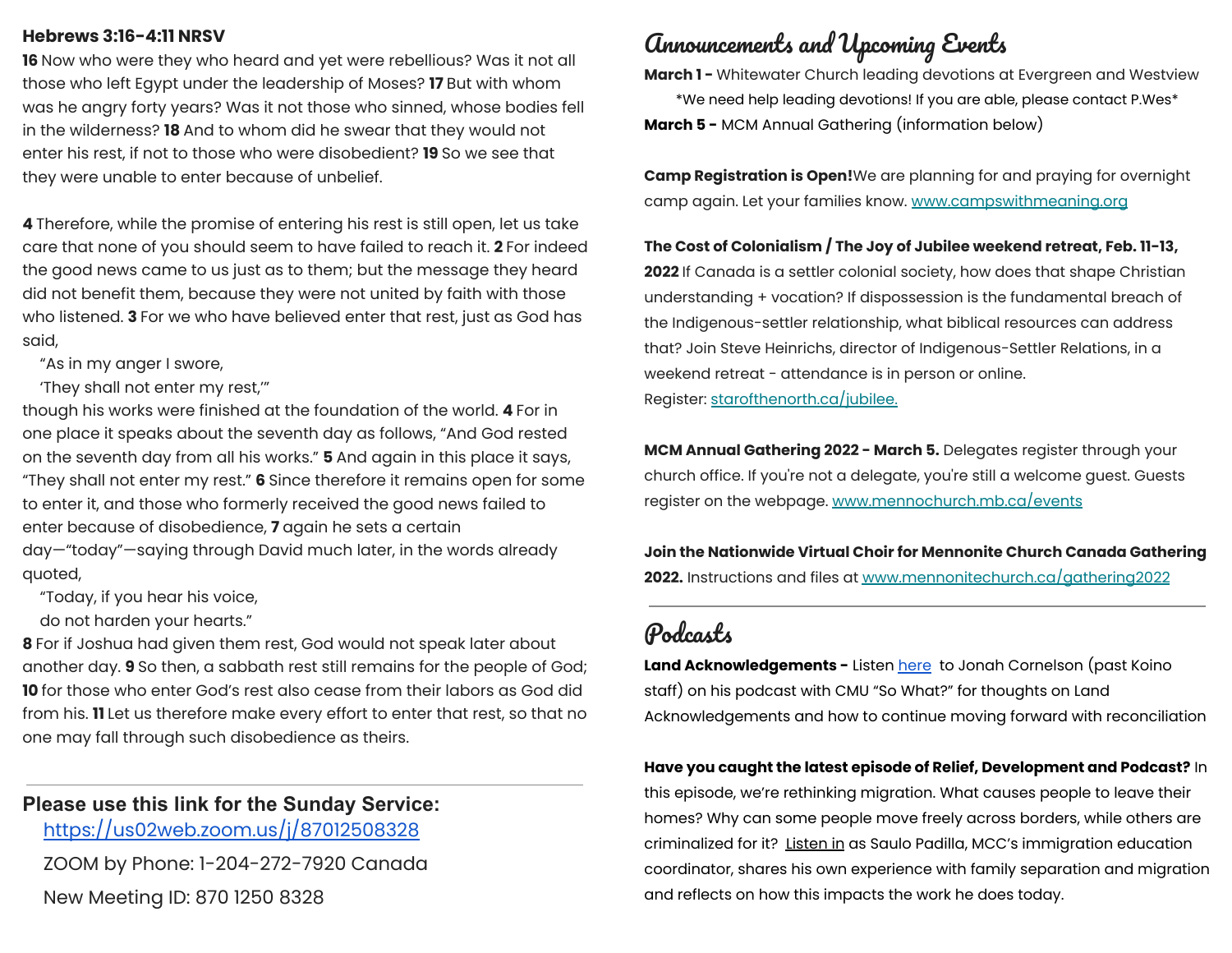**Hebrews 3:16-4:11 NRSV**

**16** Now who were they who heard and yet were rebellious? Was it not all those who left Egypt under the leadership of Moses? **17** But with whom was he angry forty years? Was it not those who sinned, whose bodies fell in the wilderness? **18** And to whom did he swear that they would not enter his rest, if not to those who were disobedient? **19** So we see that they were unable to enter because of unbelief.

**4** Therefore, while the promise of entering his rest is still open, let us take care that none of you should seem to have failed to reach it. **2** For indeed the good news came to us just as to them; but the message they heard did not benefit them, because they were not united by faith with those who listened. **3** For we who have believed enter that rest, just as God has said,

"As in my anger I swore,
'They shall not enter my rest,'"

though his works were finished at the foundation of the world. **4** For in one place it speaks about the seventh day as follows, "And God rested on the seventh day from all his works." **5** And again in this place it says, "They shall not enter my rest." **6** Since therefore it remains open for some to enter it, and those who formerly received the good news failed to enter because of disobedience, **7** again he sets a certain day—"today"—saying through David much later, in the words already quoted,

"Today, if you hear his voice,
do not harden your hearts."

**8** For if Joshua had given them rest, God would not speak later about another day. **9** So then, a sabbath rest still remains for the people of God; **10** for those who enter God's rest also cease from their labors as God did from his. **11** Let us therefore make every effort to enter that rest, so that no one may fall through such disobedience as theirs.

---

**Please use this link for the Sunday Service:**

https://us02web.zoom.us/j/87012508328

ZOOM by Phone: 1-204-272-7920 Canada

New Meeting ID: 870 1250 8328

# Announcements and Upcoming Events

**March 1 -** Whitewater Church leading devotions at Evergreen and Westview

*We need help leading devotions! If you are able, please contact P.Wes*

**March 5 -** MCM Annual Gathering (information below)

**Camp Registration is Open!** We are planning for and praying for overnight camp again. Let your families know. www.campswithmeaning.org

**The Cost of Colonialism / The Joy of Jubilee weekend retreat, Feb. 11-13, 2022** If Canada is a settler colonial society, how does that shape Christian understanding + vocation? If dispossession is the fundamental breach of the Indigenous-settler relationship, what biblical resources can address that? Join Steve Heinrichs, director of Indigenous-Settler Relations, in a weekend retreat - attendance is in person or online.
Register: starofthenorth.ca/jubilee.

**MCM Annual Gathering 2022 - March 5.** Delegates register through your church office. If you're not a delegate, you're still a welcome guest. Guests register on the webpage. www.mennochurch.mb.ca/events

**Join the Nationwide Virtual Choir for Mennonite Church Canada Gathering 2022.** Instructions and files at www.mennonitechurch.ca/gathering2022

---

# Podcasts

**Land Acknowledgements -** Listen here to Jonah Cornelson (past Koino staff) on his podcast with CMU "So What?" for thoughts on Land Acknowledgements and how to continue moving forward with reconciliation

**Have you caught the latest episode of Relief, Development and Podcast?** In this episode, we're rethinking migration. What causes people to leave their homes? Why can some people move freely across borders, while others are criminalized for it? Listen in as Saulo Padilla, MCC's immigration education coordinator, shares his own experience with family separation and migration and reflects on how this impacts the work he does today.